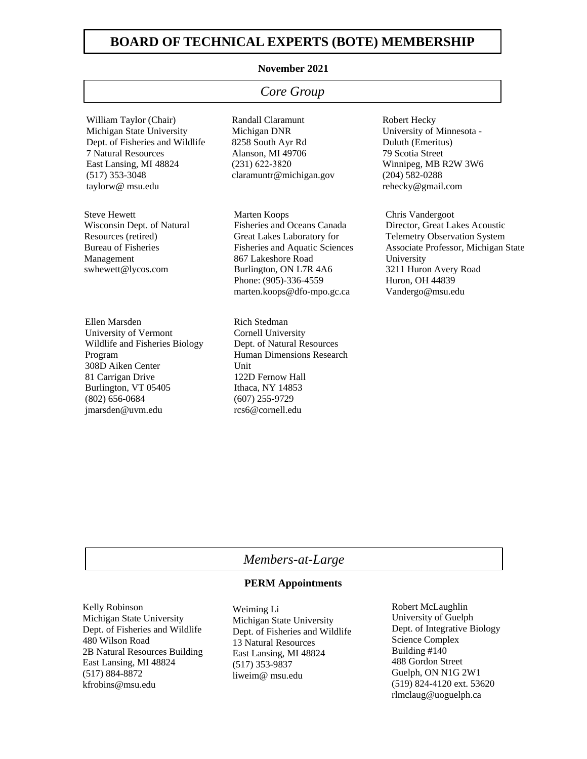# BOARD OF TECHNICAL EXPERTS (BOTE) MEMBERSHIP

**November 2021**

## *Core Group*

William Taylor (Chair)
Michigan State University
Dept. of Fisheries and Wildlife
7 Natural Resources
East Lansing, MI 48824
(517) 353-3048
taylorw@ msu.edu

Randall Claramunt
Michigan DNR
8258 South Ayr Rd
Alanson, MI 49706
(231) 622-3820
claramuntr@michigan.gov

Robert Hecky
University of Minnesota - Duluth (Emeritus)
79 Scotia Street
Winnipeg, MB R2W 3W6
(204) 582-0288
rehecky@gmail.com

Steve Hewett
Wisconsin Dept. of Natural Resources (retired)
Bureau of Fisheries Management
swhewett@lycos.com

Marten Koops
Fisheries and Oceans Canada
Great Lakes Laboratory for Fisheries and Aquatic Sciences
867 Lakeshore Road
Burlington, ON L7R 4A6
Phone: (905)-336-4559
marten.koops@dfo-mpo.gc.ca

Chris Vandergoot
Director, Great Lakes Acoustic Telemetry Observation System
Associate Professor, Michigan State University
3211 Huron Avery Road
Huron, OH 44839
Vandergo@msu.edu

Ellen Marsden
University of Vermont
Wildlife and Fisheries Biology Program
308D Aiken Center
81 Carrigan Drive
Burlington, VT 05405
(802) 656-0684
jmarsden@uvm.edu

Rich Stedman
Cornell University
Dept. of Natural Resources
Human Dimensions Research Unit
122D Fernow Hall
Ithaca, NY 14853
(607) 255-9729
rcs6@cornell.edu

## *Members-at-Large*

**PERM Appointments**

Kelly Robinson
Michigan State University
Dept. of Fisheries and Wildlife
480 Wilson Road
2B Natural Resources Building
East Lansing, MI 48824
(517) 884-8872
kfrobins@msu.edu

Weiming Li
Michigan State University
Dept. of Fisheries and Wildlife
13 Natural Resources
East Lansing, MI 48824
(517) 353-9837
liweim@ msu.edu

Robert McLaughlin
University of Guelph
Dept. of Integrative Biology
Science Complex
Building #140
488 Gordon Street
Guelph, ON N1G 2W1
(519) 824-4120 ext. 53620
rlmclaug@uoguelph.ca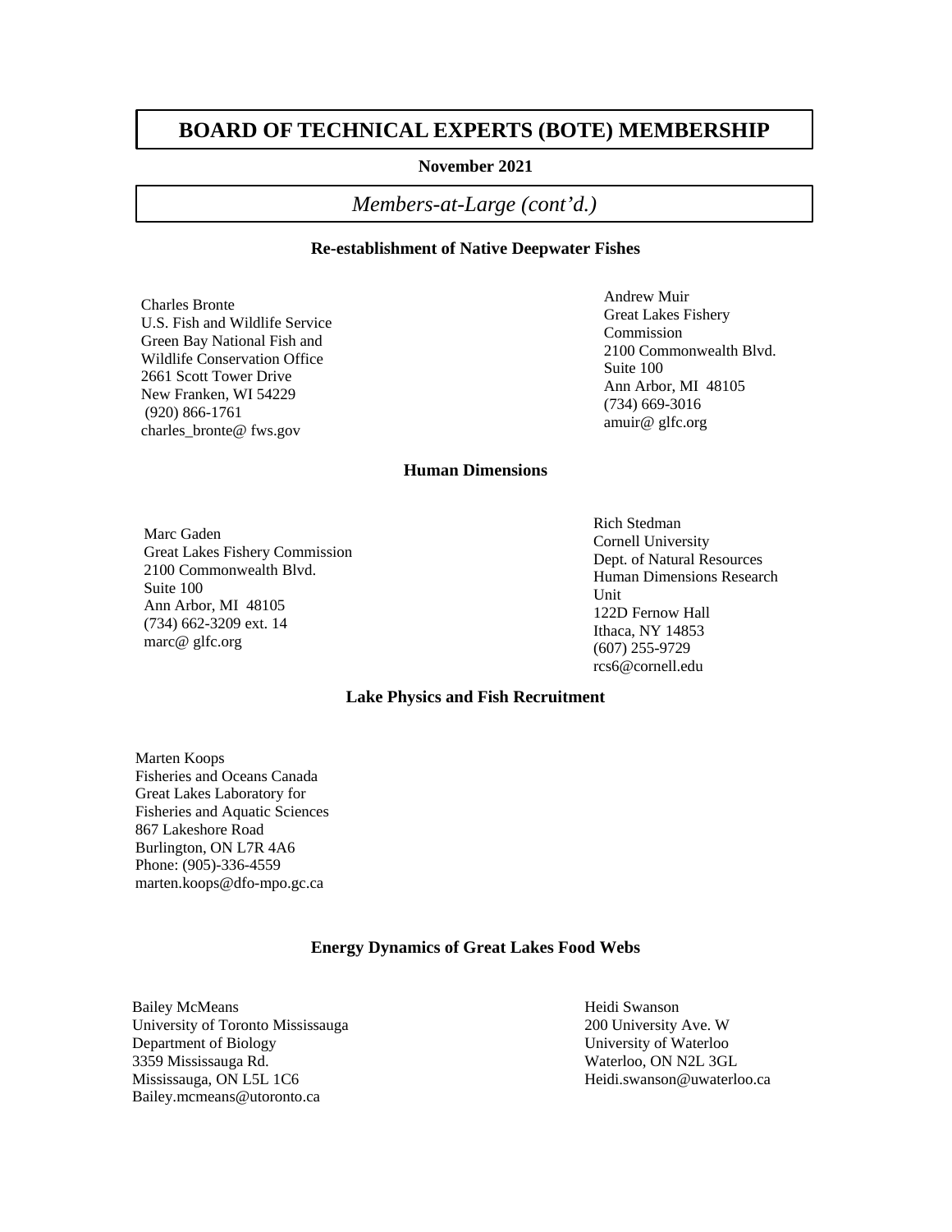# BOARD OF TECHNICAL EXPERTS (BOTE) MEMBERSHIP

**November 2021**

## *Members-at-Large (cont'd.)*

### Re-establishment of Native Deepwater Fishes

Charles Bronte
U.S. Fish and Wildlife Service
Green Bay National Fish and
Wildlife Conservation Office
2661 Scott Tower Drive
New Franken, WI 54229
(920) 866-1761
charles_bronte@ fws.gov

Andrew Muir
Great Lakes Fishery
Commission
2100 Commonwealth Blvd.
Suite 100
Ann Arbor, MI 48105
(734) 669-3016
amuir@ glfc.org

### Human Dimensions

Marc Gaden
Great Lakes Fishery Commission
2100 Commonwealth Blvd.
Suite 100
Ann Arbor, MI 48105
(734) 662-3209 ext. 14
marc@ glfc.org

Rich Stedman
Cornell University
Dept. of Natural Resources
Human Dimensions Research
Unit
122D Fernow Hall
Ithaca, NY 14853
(607) 255-9729
rcs6@cornell.edu

### Lake Physics and Fish Recruitment

Marten Koops
Fisheries and Oceans Canada
Great Lakes Laboratory for
Fisheries and Aquatic Sciences
867 Lakeshore Road
Burlington, ON L7R 4A6
Phone: (905)-336-4559
marten.koops@dfo-mpo.gc.ca

### Energy Dynamics of Great Lakes Food Webs

Bailey McMeans
University of Toronto Mississauga
Department of Biology
3359 Mississauga Rd.
Mississauga, ON L5L 1C6
Bailey.mcmeans@utoronto.ca

Heidi Swanson
200 University Ave. W
University of Waterloo
Waterloo, ON N2L 3GL
Heidi.swanson@uwaterloo.ca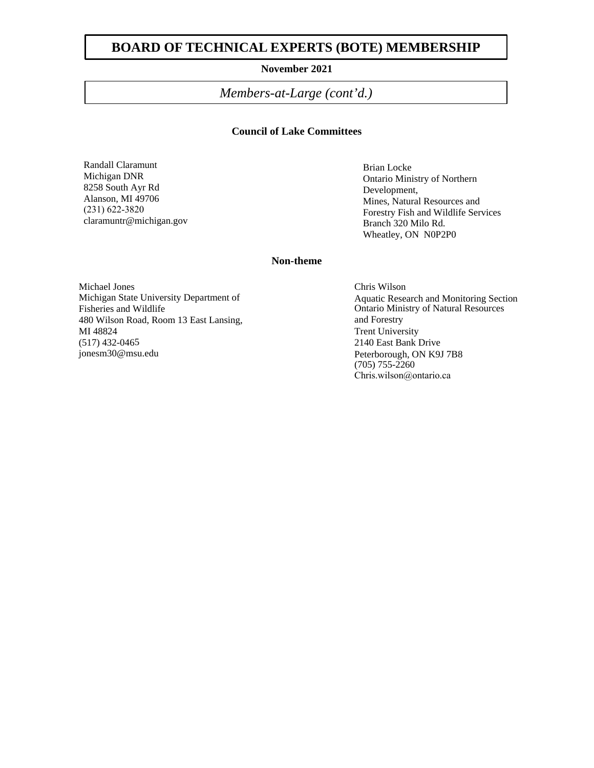# BOARD OF TECHNICAL EXPERTS (BOTE) MEMBERSHIP

**November 2021**

## *Members-at-Large (cont'd.)*

### Council of Lake Committees

Randall Claramunt
Michigan DNR
8258 South Ayr Rd
Alanson, MI 49706
(231) 622-3820
claramuntr@michigan.gov

Brian Locke
Ontario Ministry of Northern Development,
Mines, Natural Resources and Forestry Fish and Wildlife Services Branch 320 Milo Rd.
Wheatley, ON N0P2P0

### Non-theme

Michael Jones
Michigan State University Department of Fisheries and Wildlife
480 Wilson Road, Room 13 East Lansing, MI 48824
(517) 432-0465
jonesm30@msu.edu

Chris Wilson
Aquatic Research and Monitoring Section
Ontario Ministry of Natural Resources and Forestry
Trent University
2140 East Bank Drive
Peterborough, ON K9J 7B8
(705) 755-2260
Chris.wilson@ontario.ca